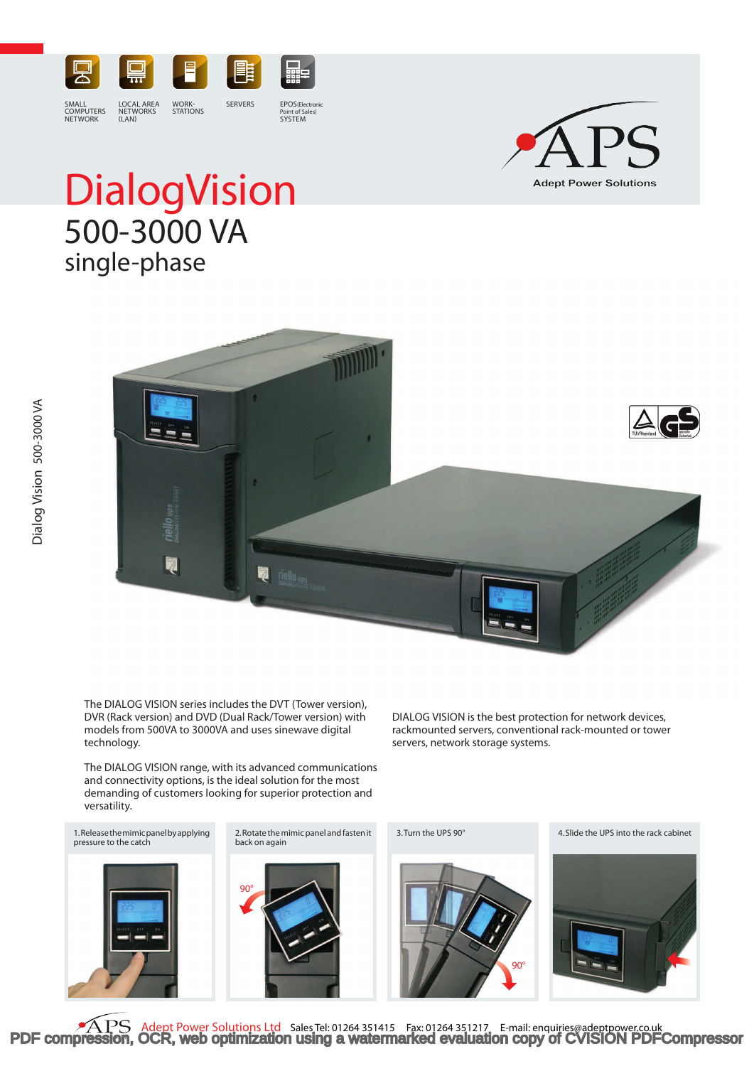SMALL COMPUTERS NETWORK | LOCAL AREA NETWORKS (LAN) | WORK-STATIONS | SERVERS | EPOS (Electronic Point of Sales) SYSTEM

APS
Adept Power Solutions

# DialogVision

## 500-3000 VA

## single-phase

Dialog Vision 500-3000 VA

The DIALOG VISION series includes the DVT (Tower version), DVR (Rack version) and DVD (Dual Rack/Tower version) with models from 500VA to 3000VA and uses sinewave digital technology.

The DIALOG VISION range, with its advanced communications and connectivity options, is the ideal solution for the most demanding of customers looking for superior protection and versatility.

DIALOG VISION is the best protection for network devices, rackmounted servers, conventional rack-mounted or tower servers, network storage systems.

1. Release the mimic panel by applying pressure to the catch
2. Rotate the mimic panel and fasten it back on again
3. Turn the UPS 90°
4. Slide the UPS into the rack cabinet

APS Adept Power Solutions Ltd Sales Tel: 01264 351415 Fax: 01264 351217 E-mail: enquiries@adeptpower.co.uk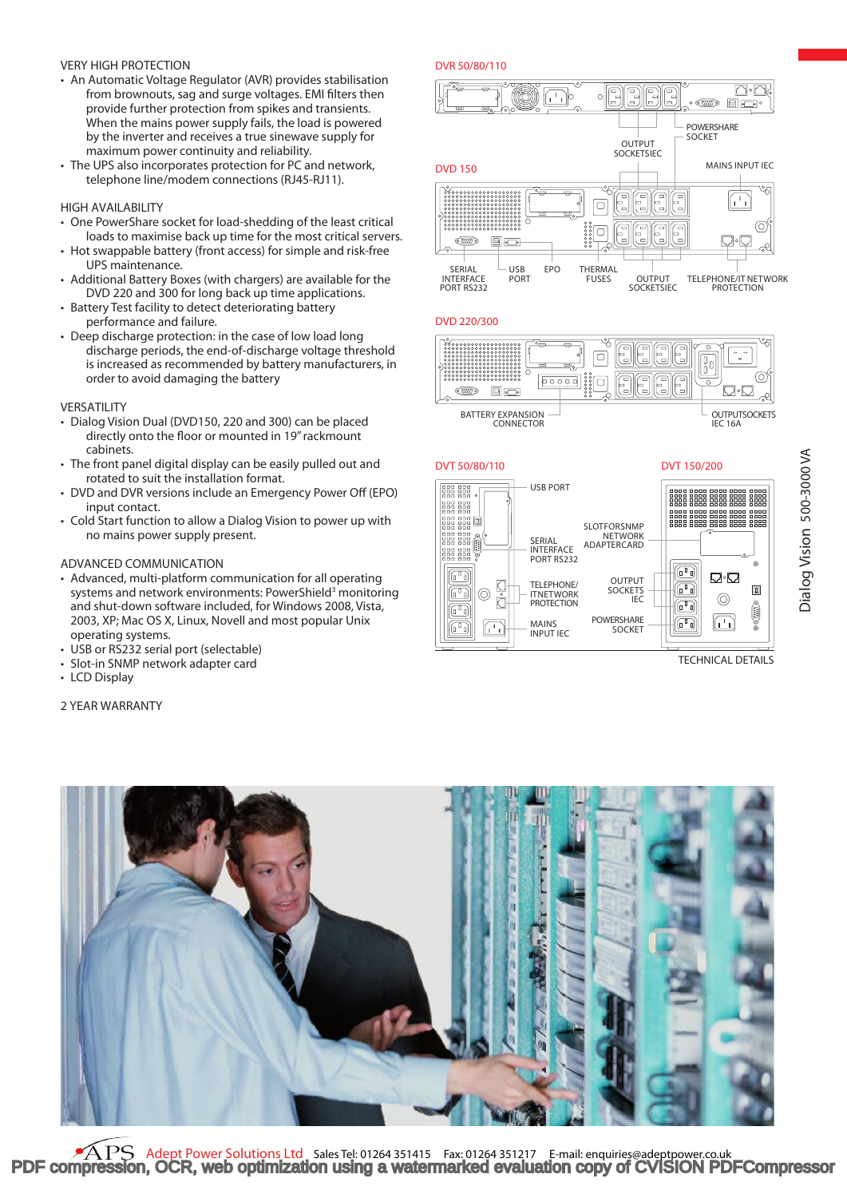## VERY HIGH PROTECTION

- An Automatic Voltage Regulator (AVR) provides stabilisation from brownouts, sag and surge voltages. EMI filters then provide further protection from spikes and transients. When the mains power supply fails, the load is powered by the inverter and receives a true sinewave supply for maximum power continuity and reliability.
- The UPS also incorporates protection for PC and network, telephone line/modem connections (RJ45-RJ11).

## HIGH AVAILABILITY

- One PowerShare socket for load-shedding of the least critical loads to maximise back up time for the most critical servers.
- Hot swappable battery (front access) for simple and risk-free UPS maintenance.
- Additional Battery Boxes (with chargers) are available for the DVD 220 and 300 for long back up time applications.
- Battery Test facility to detect deteriorating battery performance and failure.
- Deep discharge protection: in the case of low load long discharge periods, the end-of-discharge voltage threshold is increased as recommended by battery manufacturers, in order to avoid damaging the battery

## VERSATILITY

- Dialog Vision Dual (DVD150, 220 and 300) can be placed directly onto the floor or mounted in 19" rackmount cabinets.
- The front panel digital display can be easily pulled out and rotated to suit the installation format.
- DVD and DVR versions include an Emergency Power Off (EPO) input contact.
- Cold Start function to allow a Dialog Vision to power up with no mains power supply present.

## ADVANCED COMMUNICATION

- Advanced, multi-platform communication for all operating systems and network environments: PowerShield[3] monitoring and shut-down software included, for Windows 2008, Vista, 2003, XP; Mac OS X, Linux, Novell and most popular Unix operating systems.
- USB or RS232 serial port (selectable)
- Slot-in SNMP network adapter card
- LCD Display

2 YEAR WARRANTY

DVR 50/80/110

OUTPUT SOCKETSIEC

POWERSHARE SOCKET

DVD 150

MAINS INPUT IEC

SERIAL INTERFACE PORT RS232

USB PORT

EPO

THERMAL FUSES

OUTPUT SOCKETSIEC

TELEPHONE/IT NETWORK PROTECTION

DVD 220/300

BATTERY EXPANSION CONNECTOR

OUTPUTSOCKETS IEC 16A

DVT 50/80/110

USB PORT

SERIAL INTERFACE PORT RS232

TELEPHONE/ ITNETWORK PROTECTION

MAINS INPUT IEC

DVT 150/200

SLOTFORSNMP NETWORK ADAPTERCARD

OUTPUT SOCKETS IEC

POWERSHARE SOCKET

TECHNICAL DETAILS

Dialog Vision 500-3000 VA

Adept Power Solutions Ltd Sales Tel: 01264 351415 Fax: 01264 351217 E-mail: enquiries@adeptpower.co.uk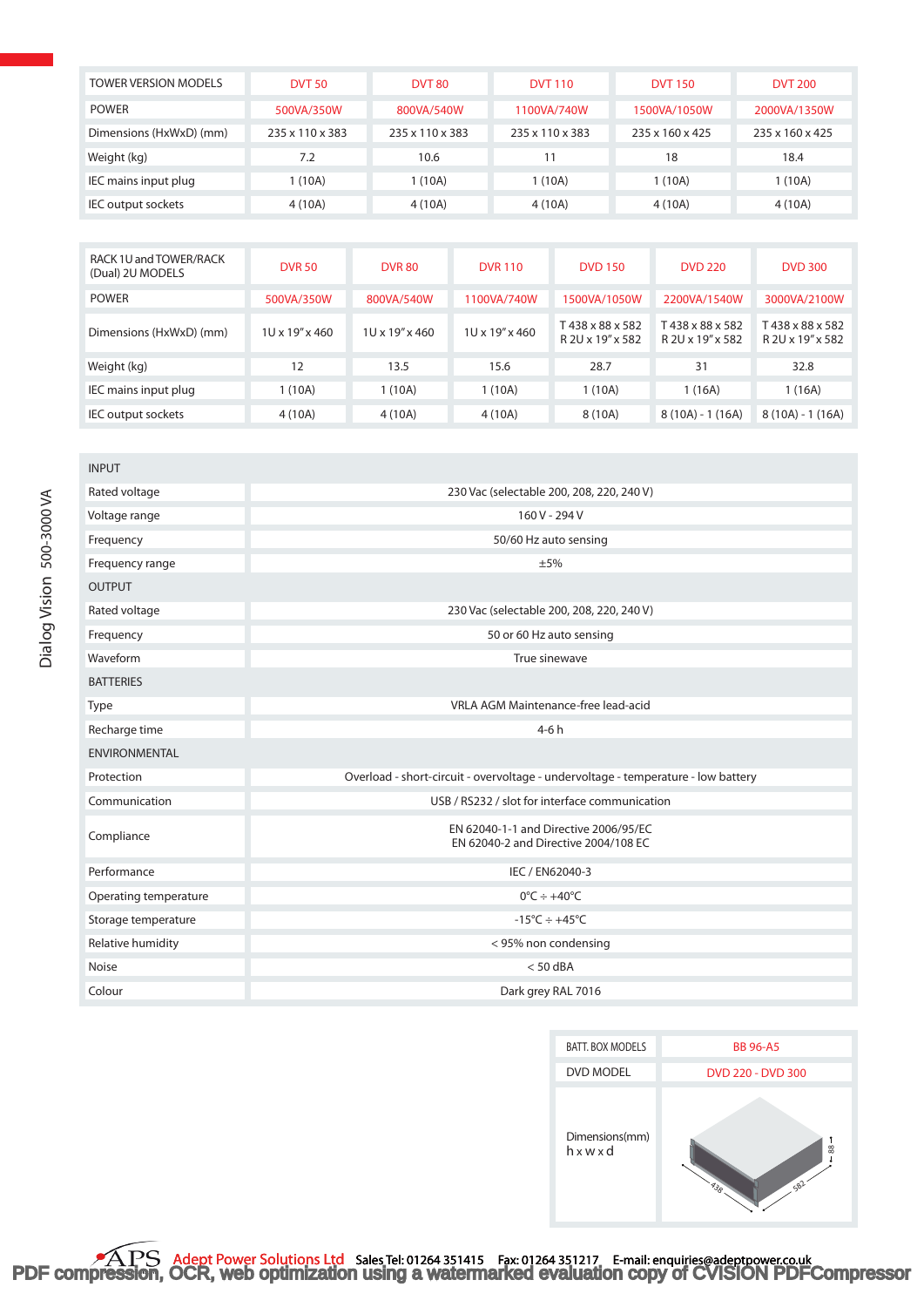| TOWER VERSION MODELS | DVT 50 | DVT 80 | DVT 110 | DVT 150 | DVT 200 |
|---|---|---|---|---|---|
| POWER | 500VA/350W | 800VA/540W | 1100VA/740W | 1500VA/1050W | 2000VA/1350W |
| Dimensions (HxWxD) (mm) | 235 x 110 x 383 | 235 x 110 x 383 | 235 x 110 x 383 | 235 x 160 x 425 | 235 x 160 x 425 |
| Weight (kg) | 7.2 | 10.6 | 11 | 18 | 18.4 |
| IEC mains input plug | 1 (10A) | 1 (10A) | 1 (10A) | 1 (10A) | 1 (10A) |
| IEC output sockets | 4 (10A) | 4 (10A) | 4 (10A) | 4 (10A) | 4 (10A) |

| RACK 1U and TOWER/RACK (Dual) 2U MODELS | DVR 50 | DVR 80 | DVR 110 | DVD 150 | DVD 220 | DVD 300 |
|---|---|---|---|---|---|---|
| POWER | 500VA/350W | 800VA/540W | 1100VA/740W | 1500VA/1050W | 2200VA/1540W | 3000VA/2100W |
| Dimensions (HxWxD) (mm) | 1U x 19" x 460 | 1U x 19" x 460 | 1U x 19" x 460 | T 438 x 88 x 582<br>R 2U x 19" x 582 | T 438 x 88 x 582<br>R 2U x 19" x 582 | T 438 x 88 x 582<br>R 2U x 19" x 582 |
| Weight (kg) | 12 | 13.5 | 15.6 | 28.7 | 31 | 32.8 |
| IEC mains input plug | 1 (10A) | 1 (10A) | 1 (10A) | 1 (10A) | 1 (16A) | 1 (16A) |
| IEC output sockets | 4 (10A) | 4 (10A) | 4 (10A) | 8 (10A) | 8 (10A) - 1 (16A) | 8 (10A) - 1 (16A) |

| INPUT | |
|---|---|
| Rated voltage | 230 Vac (selectable 200, 208, 220, 240 V) |
| Voltage range | 160 V - 294 V |
| Frequency | 50/60 Hz auto sensing |
| Frequency range | ±5% |
| **OUTPUT** | |
| Rated voltage | 230 Vac (selectable 200, 208, 220, 240 V) |
| Frequency | 50 or 60 Hz auto sensing |
| Waveform | True sinewave |
| **BATTERIES** | |
| Type | VRLA AGM Maintenance-free lead-acid |
| Recharge time | 4-6 h |
| **ENVIRONMENTAL** | |
| Protection | Overload - short-circuit - overvoltage - undervoltage - temperature - low battery |
| Communication | USB / RS232 / slot for interface communication |
| Compliance | EN 62040-1-1 and Directive 2006/95/EC<br>EN 62040-2 and Directive 2004/108 EC |
| Performance | IEC / EN62040-3 |
| Operating temperature | 0°C ÷ +40°C |
| Storage temperature | -15°C ÷ +45°C |
| Relative humidity | < 95% non condensing |
| Noise | < 50 dBA |
| Colour | Dark grey RAL 7016 |

| BATT. BOX MODELS | BB 96-A5 |
|---|---|
| DVD MODEL | DVD 220 - DVD 300 |
| Dimensions(mm) h x w x d | 88 / 438 / 582 |

Dialog Vision 500-3000 VA

APS Adept Power Solutions Ltd Sales Tel: 01264 351415 Fax: 01264 351217 E-mail: enquiries@adeptpower.co.uk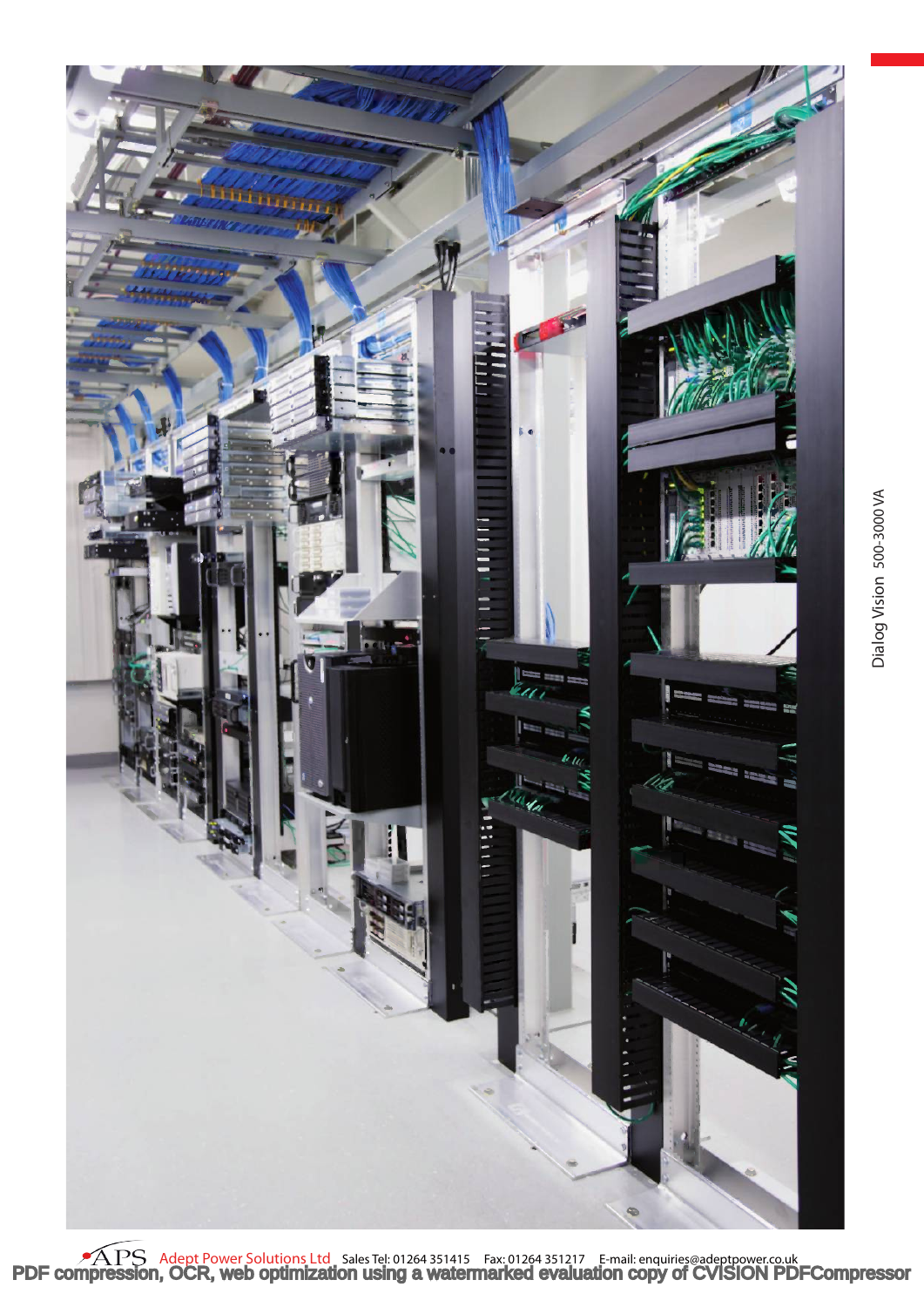Dialog Vision 500-3000 VA

APS Adept Power Solutions Ltd Sales Tel: 01264 351415 Fax: 01264 351217 E-mail: enquiries@adeptpower.co.uk